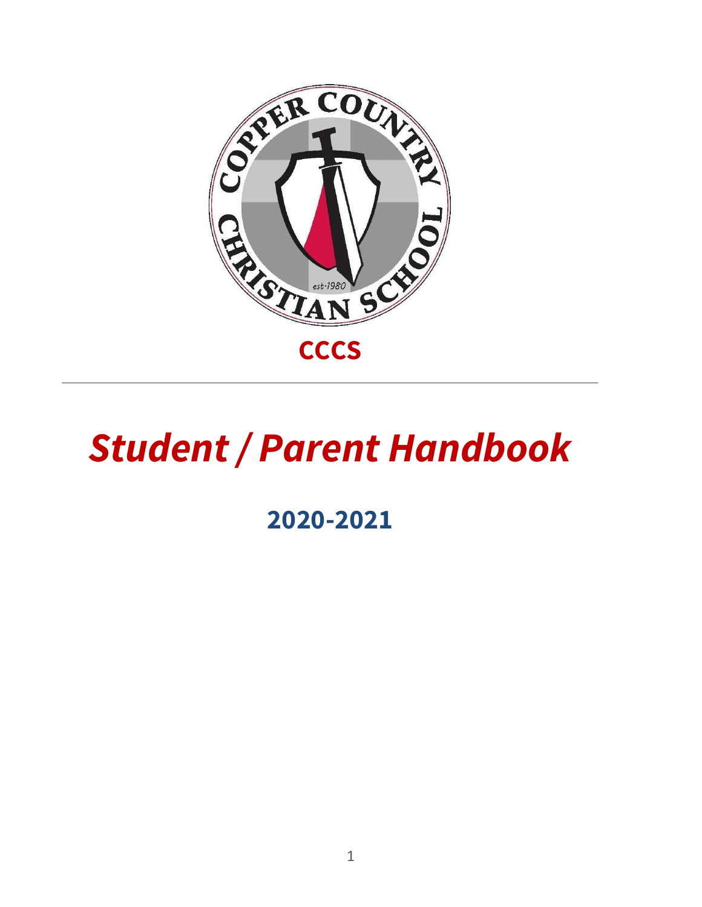COPPER COUNTRY CHRISTIAN SCHOOL

est·1980

**CCCS**

---

# *Student / Parent Handbook*

## 2020-2021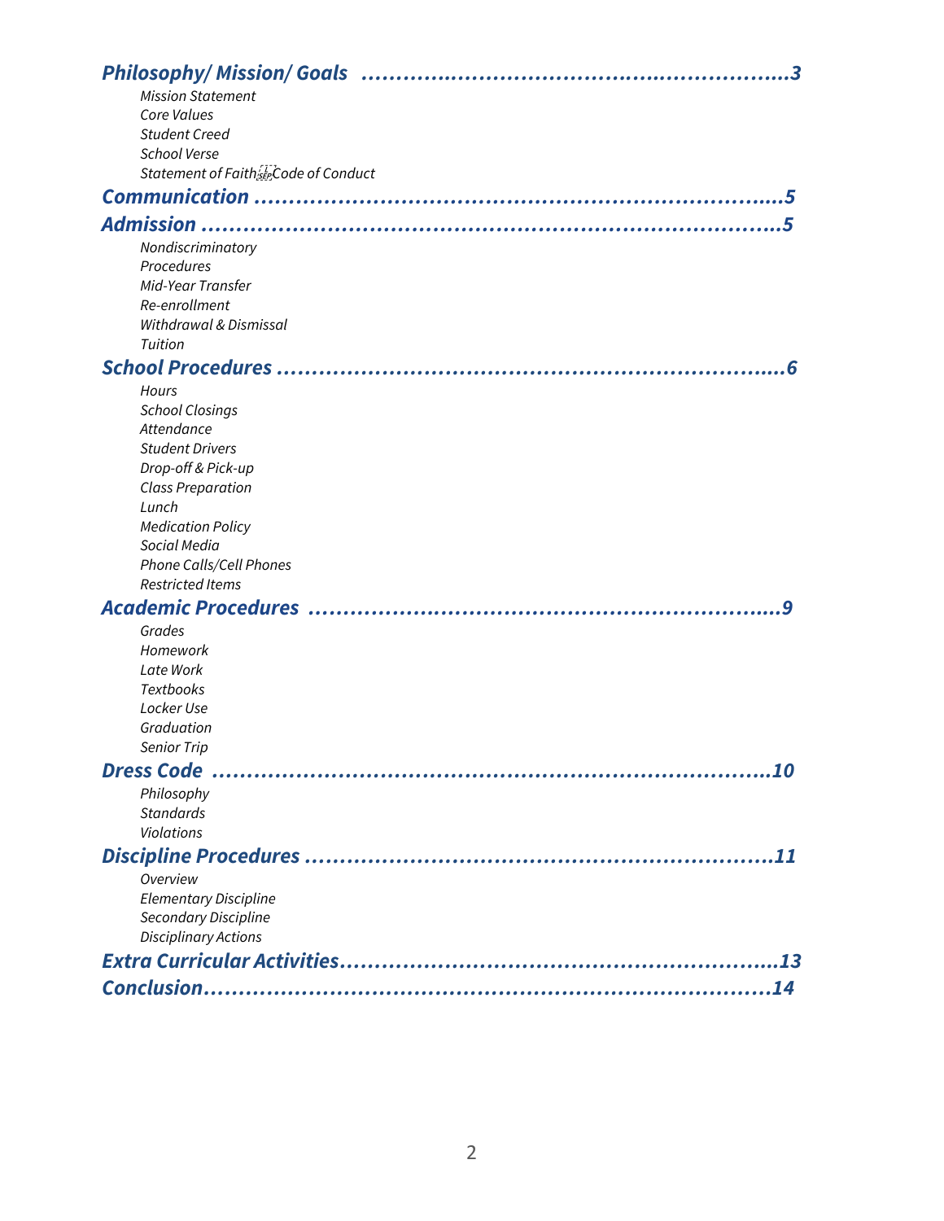**Philosophy/ Mission/ Goals ....................................................... 3**

*Mission Statement*
*Core Values*
*Student Creed*
*School Verse*
*Statement of Faith Code of Conduct*

**Communication ....................................................................... 5**

**Admission ............................................................................. 5**

*Nondiscriminatory*
*Procedures*
*Mid-Year Transfer*
*Re-enrollment*
*Withdrawal & Dismissal*
*Tuition*

**School Procedures ................................................................... 6**

*Hours*
*School Closings*
*Attendance*
*Student Drivers*
*Drop-off & Pick-up*
*Class Preparation*
*Lunch*
*Medication Policy*
*Social Media*
*Phone Calls/Cell Phones*
*Restricted Items*

**Academic Procedures ............................................................... 9**

*Grades*
*Homework*
*Late Work*
*Textbooks*
*Locker Use*
*Graduation*
*Senior Trip*

**Dress Code .......................................................................... 10**

*Philosophy*
*Standards*
*Violations*

**Discipline Procedures ............................................................. 11**

*Overview*
*Elementary Discipline*
*Secondary Discipline*
*Disciplinary Actions*

**Extra Curricular Activities ......................................................... 13**

**Conclusion ........................................................................... 14**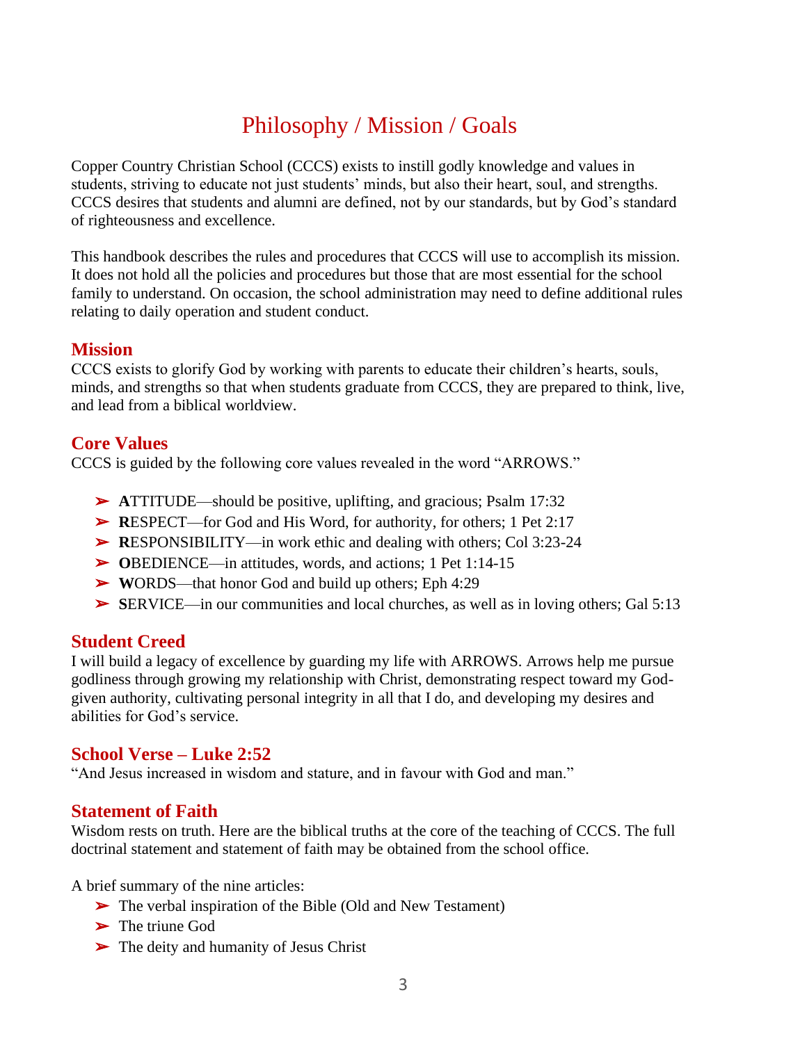# Philosophy / Mission / Goals

Copper Country Christian School (CCCS) exists to instill godly knowledge and values in students, striving to educate not just students' minds, but also their heart, soul, and strengths. CCCS desires that students and alumni are defined, not by our standards, but by God's standard of righteousness and excellence.

This handbook describes the rules and procedures that CCCS will use to accomplish its mission. It does not hold all the policies and procedures but those that are most essential for the school family to understand. On occasion, the school administration may need to define additional rules relating to daily operation and student conduct.

## Mission

CCCS exists to glorify God by working with parents to educate their children's hearts, souls, minds, and strengths so that when students graduate from CCCS, they are prepared to think, live, and lead from a biblical worldview.

## Core Values

CCCS is guided by the following core values revealed in the word "ARROWS."

- **A**TTITUDE—should be positive, uplifting, and gracious; Psalm 17:32
- **R**ESPECT—for God and His Word, for authority, for others; 1 Pet 2:17
- **R**ESPONSIBILITY—in work ethic and dealing with others; Col 3:23-24
- **O**BEDIENCE—in attitudes, words, and actions; 1 Pet 1:14-15
- **W**ORDS—that honor God and build up others; Eph 4:29
- **S**ERVICE—in our communities and local churches, as well as in loving others; Gal 5:13

## Student Creed

I will build a legacy of excellence by guarding my life with ARROWS. Arrows help me pursue godliness through growing my relationship with Christ, demonstrating respect toward my God-given authority, cultivating personal integrity in all that I do, and developing my desires and abilities for God's service.

## School Verse – Luke 2:52

"And Jesus increased in wisdom and stature, and in favour with God and man."

## Statement of Faith

Wisdom rests on truth. Here are the biblical truths at the core of the teaching of CCCS. The full doctrinal statement and statement of faith may be obtained from the school office.

A brief summary of the nine articles:

- The verbal inspiration of the Bible (Old and New Testament)
- The triune God
- The deity and humanity of Jesus Christ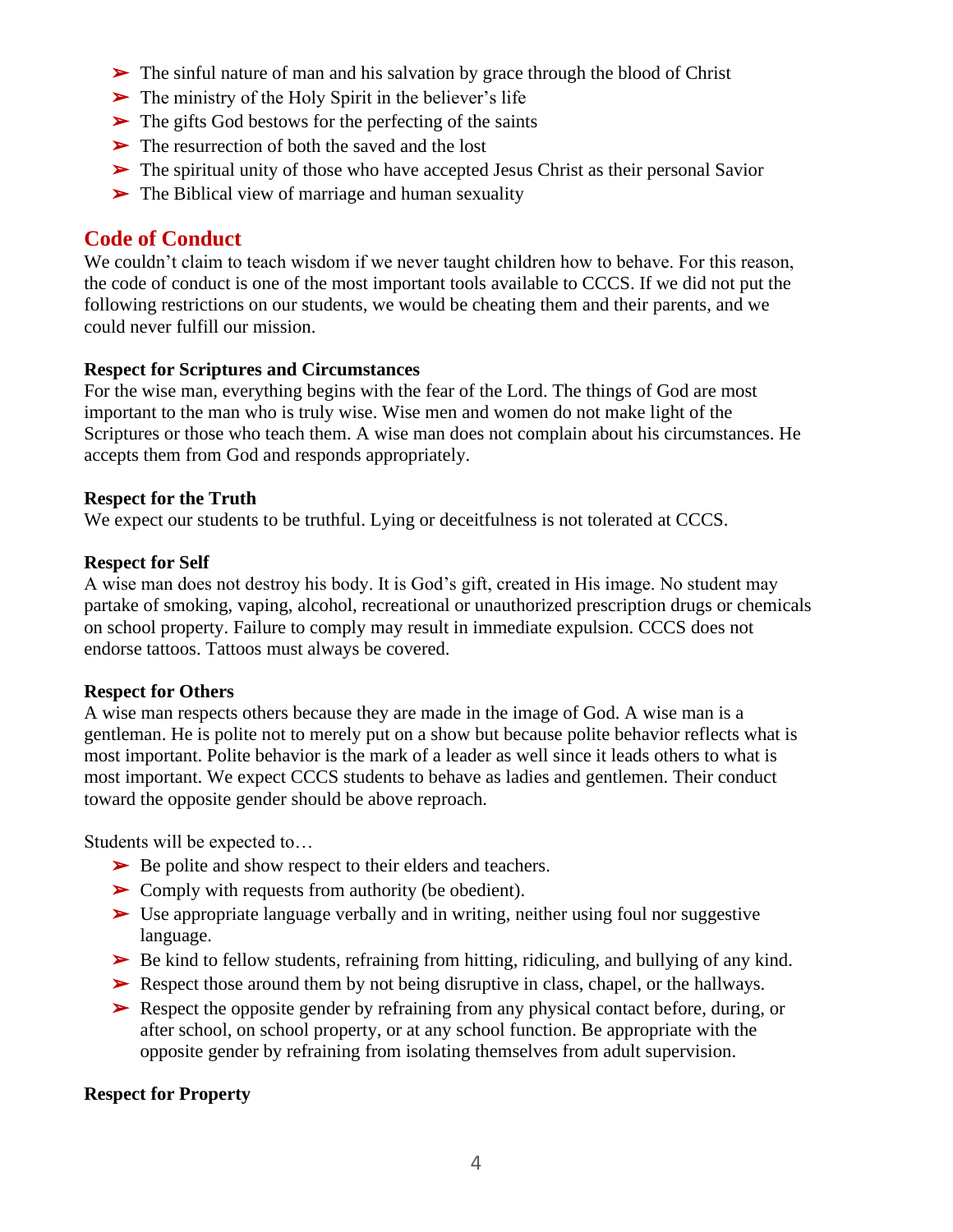- The sinful nature of man and his salvation by grace through the blood of Christ
- The ministry of the Holy Spirit in the believer's life
- The gifts God bestows for the perfecting of the saints
- The resurrection of both the saved and the lost
- The spiritual unity of those who have accepted Jesus Christ as their personal Savior
- The Biblical view of marriage and human sexuality

## Code of Conduct

We couldn't claim to teach wisdom if we never taught children how to behave. For this reason, the code of conduct is one of the most important tools available to CCCS. If we did not put the following restrictions on our students, we would be cheating them and their parents, and we could never fulfill our mission.

**Respect for Scriptures and Circumstances**

For the wise man, everything begins with the fear of the Lord. The things of God are most important to the man who is truly wise. Wise men and women do not make light of the Scriptures or those who teach them. A wise man does not complain about his circumstances. He accepts them from God and responds appropriately.

**Respect for the Truth**

We expect our students to be truthful. Lying or deceitfulness is not tolerated at CCCS.

**Respect for Self**

A wise man does not destroy his body. It is God's gift, created in His image. No student may partake of smoking, vaping, alcohol, recreational or unauthorized prescription drugs or chemicals on school property. Failure to comply may result in immediate expulsion. CCCS does not endorse tattoos. Tattoos must always be covered.

**Respect for Others**

A wise man respects others because they are made in the image of God. A wise man is a gentleman. He is polite not to merely put on a show but because polite behavior reflects what is most important. Polite behavior is the mark of a leader as well since it leads others to what is most important. We expect CCCS students to behave as ladies and gentlemen. Their conduct toward the opposite gender should be above reproach.

Students will be expected to…

- Be polite and show respect to their elders and teachers.
- Comply with requests from authority (be obedient).
- Use appropriate language verbally and in writing, neither using foul nor suggestive language.
- Be kind to fellow students, refraining from hitting, ridiculing, and bullying of any kind.
- Respect those around them by not being disruptive in class, chapel, or the hallways.
- Respect the opposite gender by refraining from any physical contact before, during, or after school, on school property, or at any school function. Be appropriate with the opposite gender by refraining from isolating themselves from adult supervision.

**Respect for Property**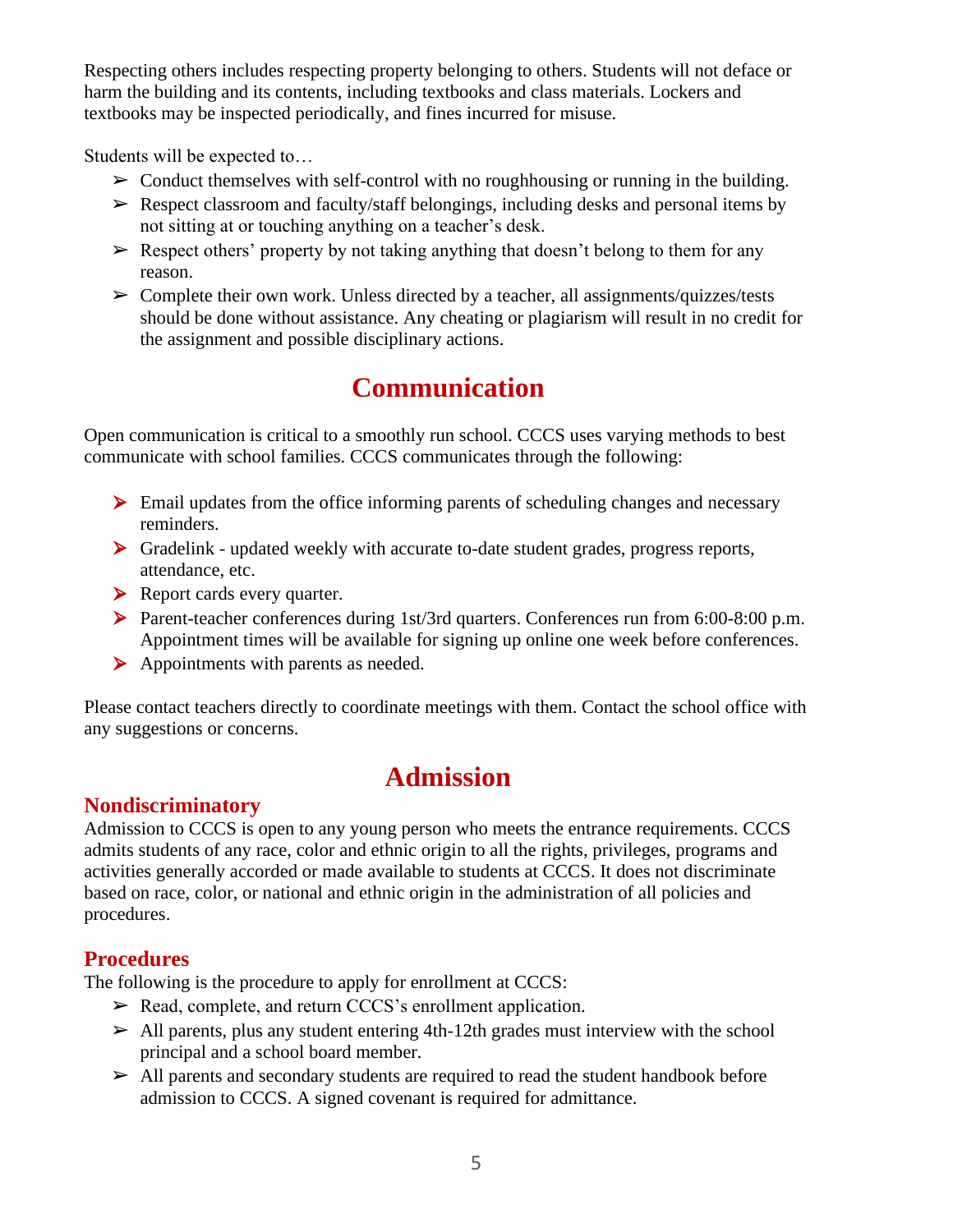Respecting others includes respecting property belonging to others. Students will not deface or harm the building and its contents, including textbooks and class materials. Lockers and textbooks may be inspected periodically, and fines incurred for misuse.

Students will be expected to…

- Conduct themselves with self-control with no roughhousing or running in the building.
- Respect classroom and faculty/staff belongings, including desks and personal items by not sitting at or touching anything on a teacher's desk.
- Respect others' property by not taking anything that doesn't belong to them for any reason.
- Complete their own work. Unless directed by a teacher, all assignments/quizzes/tests should be done without assistance. Any cheating or plagiarism will result in no credit for the assignment and possible disciplinary actions.

# Communication

Open communication is critical to a smoothly run school. CCCS uses varying methods to best communicate with school families. CCCS communicates through the following:

- Email updates from the office informing parents of scheduling changes and necessary reminders.
- Gradelink - updated weekly with accurate to-date student grades, progress reports, attendance, etc.
- Report cards every quarter.
- Parent-teacher conferences during 1st/3rd quarters. Conferences run from 6:00-8:00 p.m. Appointment times will be available for signing up online one week before conferences.
- Appointments with parents as needed.

Please contact teachers directly to coordinate meetings with them. Contact the school office with any suggestions or concerns.

# Admission

## Nondiscriminatory

Admission to CCCS is open to any young person who meets the entrance requirements. CCCS admits students of any race, color and ethnic origin to all the rights, privileges, programs and activities generally accorded or made available to students at CCCS. It does not discriminate based on race, color, or national and ethnic origin in the administration of all policies and procedures.

## Procedures

The following is the procedure to apply for enrollment at CCCS:

- Read, complete, and return CCCS's enrollment application.
- All parents, plus any student entering 4th-12th grades must interview with the school principal and a school board member.
- All parents and secondary students are required to read the student handbook before admission to CCCS. A signed covenant is required for admittance.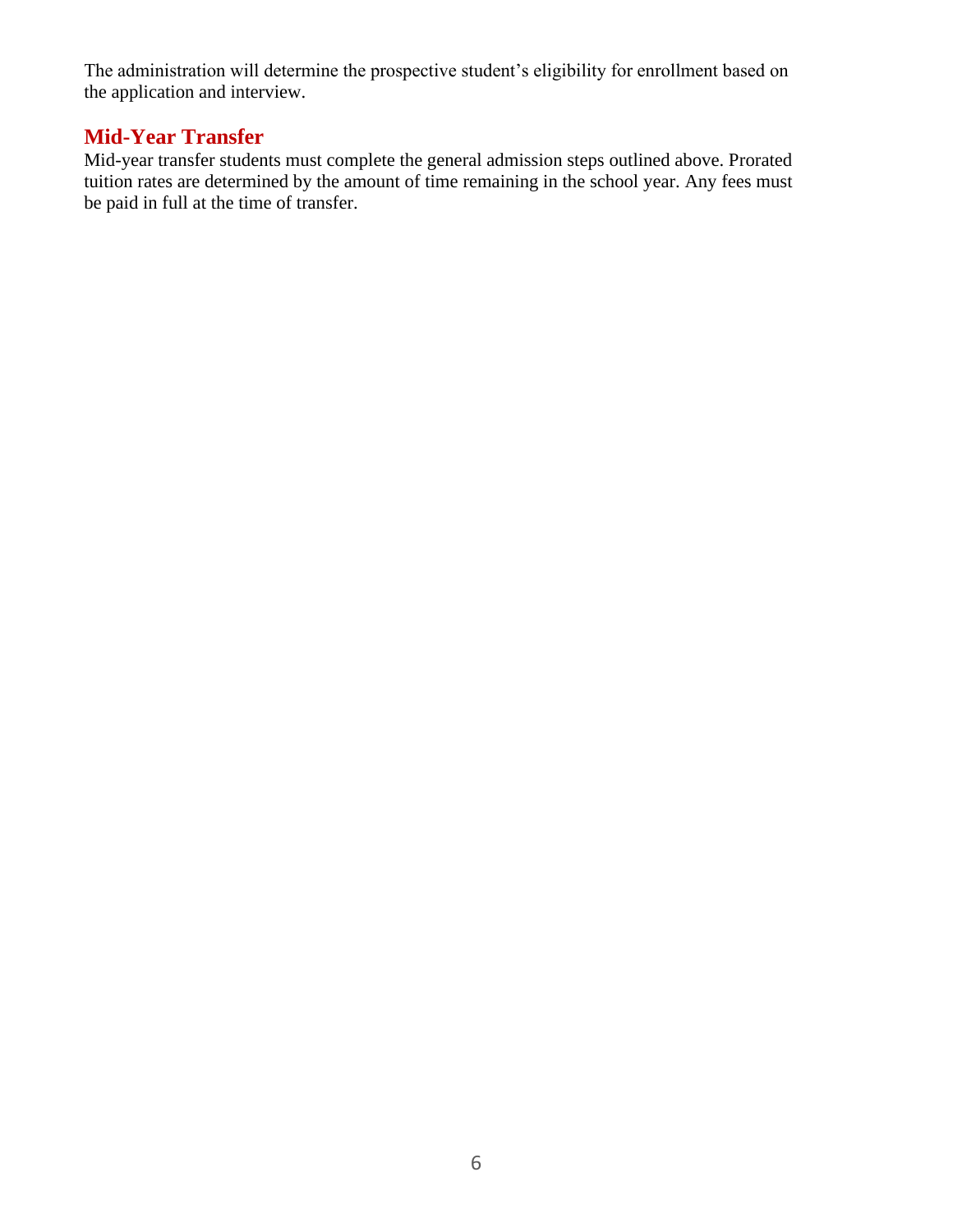The administration will determine the prospective student's eligibility for enrollment based on the application and interview.

## Mid-Year Transfer

Mid-year transfer students must complete the general admission steps outlined above. Prorated tuition rates are determined by the amount of time remaining in the school year. Any fees must be paid in full at the time of transfer.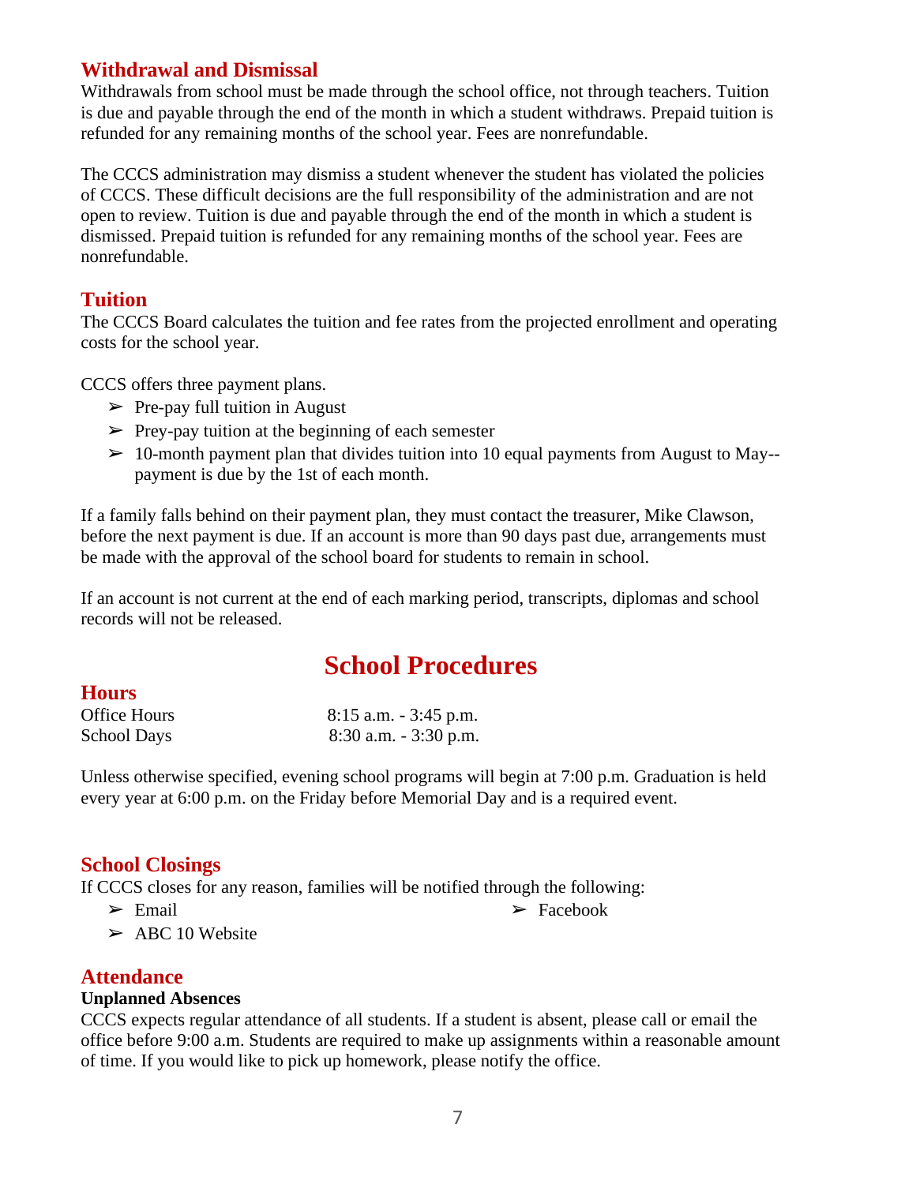## Withdrawal and Dismissal

Withdrawals from school must be made through the school office, not through teachers. Tuition is due and payable through the end of the month in which a student withdraws. Prepaid tuition is refunded for any remaining months of the school year. Fees are nonrefundable.

The CCCS administration may dismiss a student whenever the student has violated the policies of CCCS. These difficult decisions are the full responsibility of the administration and are not open to review. Tuition is due and payable through the end of the month in which a student is dismissed. Prepaid tuition is refunded for any remaining months of the school year. Fees are nonrefundable.

## Tuition

The CCCS Board calculates the tuition and fee rates from the projected enrollment and operating costs for the school year.

CCCS offers three payment plans.

- Pre-pay full tuition in August
- Prey-pay tuition at the beginning of each semester
- 10-month payment plan that divides tuition into 10 equal payments from August to May--payment is due by the 1st of each month.

If a family falls behind on their payment plan, they must contact the treasurer, Mike Clawson, before the next payment is due. If an account is more than 90 days past due, arrangements must be made with the approval of the school board for students to remain in school.

If an account is not current at the end of each marking period, transcripts, diplomas and school records will not be released.

# School Procedures

## Hours

| | |
|---|---|
| Office Hours | 8:15 a.m. - 3:45 p.m. |
| School Days | 8:30 a.m. - 3:30 p.m. |

Unless otherwise specified, evening school programs will begin at 7:00 p.m. Graduation is held every year at 6:00 p.m. on the Friday before Memorial Day and is a required event.

## School Closings

If CCCS closes for any reason, families will be notified through the following:

- Email
- Facebook
- ABC 10 Website

## Attendance

**Unplanned Absences**

CCCS expects regular attendance of all students. If a student is absent, please call or email the office before 9:00 a.m. Students are required to make up assignments within a reasonable amount of time. If you would like to pick up homework, please notify the office.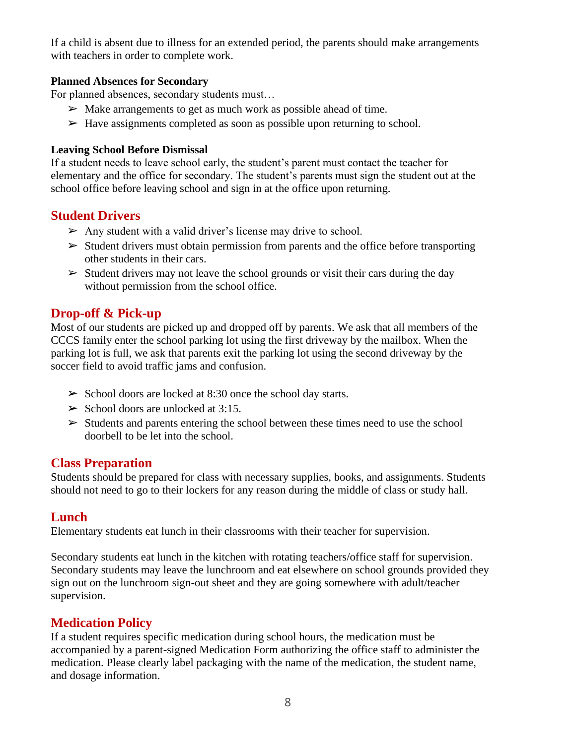If a child is absent due to illness for an extended period, the parents should make arrangements with teachers in order to complete work.

**Planned Absences for Secondary**

For planned absences, secondary students must…

- Make arrangements to get as much work as possible ahead of time.
- Have assignments completed as soon as possible upon returning to school.

**Leaving School Before Dismissal**

If a student needs to leave school early, the student's parent must contact the teacher for elementary and the office for secondary. The student's parents must sign the student out at the school office before leaving school and sign in at the office upon returning.

## Student Drivers

- Any student with a valid driver's license may drive to school.
- Student drivers must obtain permission from parents and the office before transporting other students in their cars.
- Student drivers may not leave the school grounds or visit their cars during the day without permission from the school office.

## Drop-off & Pick-up

Most of our students are picked up and dropped off by parents. We ask that all members of the CCCS family enter the school parking lot using the first driveway by the mailbox. When the parking lot is full, we ask that parents exit the parking lot using the second driveway by the soccer field to avoid traffic jams and confusion.

- School doors are locked at 8:30 once the school day starts.
- School doors are unlocked at 3:15.
- Students and parents entering the school between these times need to use the school doorbell to be let into the school.

## Class Preparation

Students should be prepared for class with necessary supplies, books, and assignments. Students should not need to go to their lockers for any reason during the middle of class or study hall.

## Lunch

Elementary students eat lunch in their classrooms with their teacher for supervision.

Secondary students eat lunch in the kitchen with rotating teachers/office staff for supervision. Secondary students may leave the lunchroom and eat elsewhere on school grounds provided they sign out on the lunchroom sign-out sheet and they are going somewhere with adult/teacher supervision.

## Medication Policy

If a student requires specific medication during school hours, the medication must be accompanied by a parent-signed Medication Form authorizing the office staff to administer the medication. Please clearly label packaging with the name of the medication, the student name, and dosage information.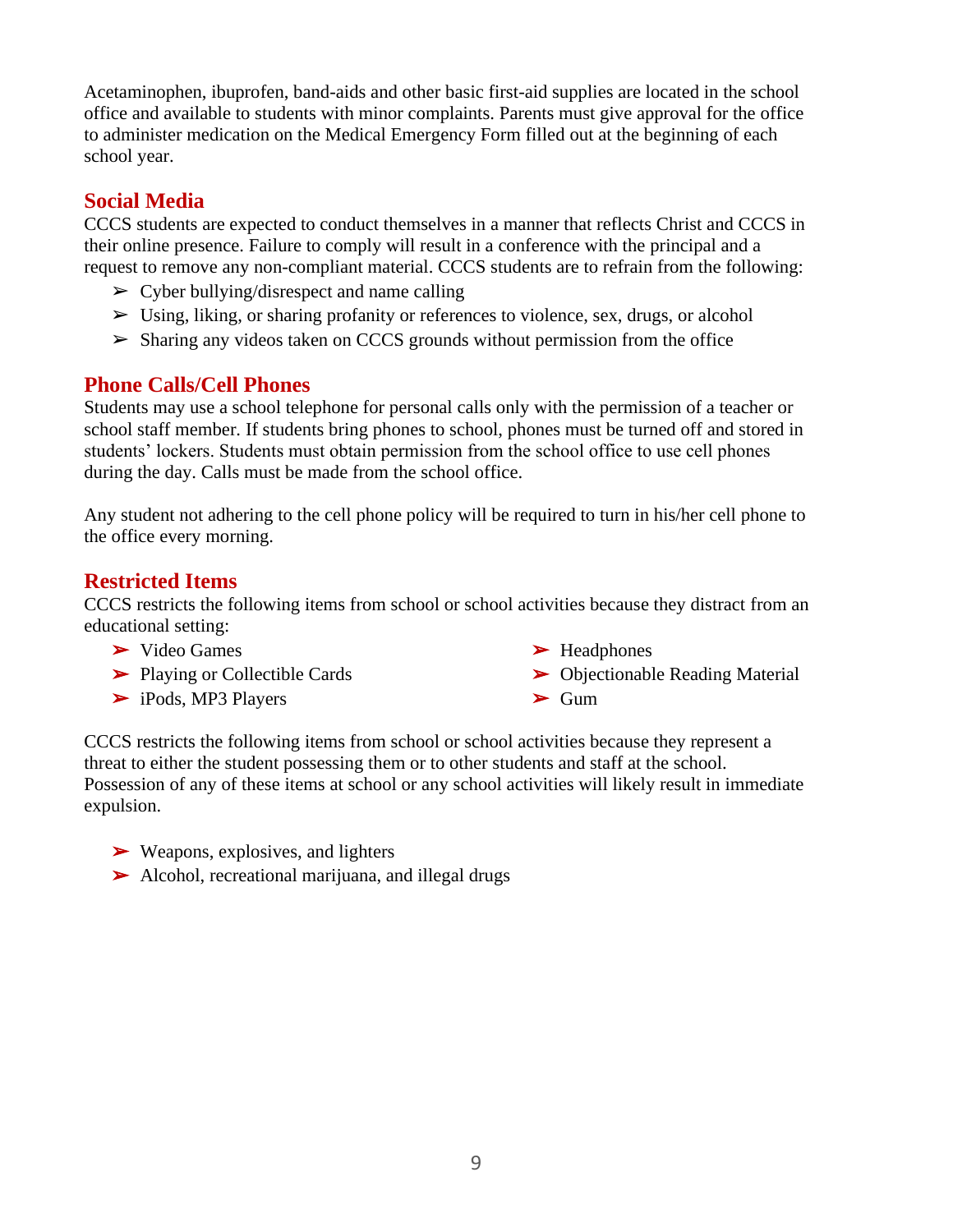Acetaminophen, ibuprofen, band-aids and other basic first-aid supplies are located in the school office and available to students with minor complaints. Parents must give approval for the office to administer medication on the Medical Emergency Form filled out at the beginning of each school year.

## Social Media

CCCS students are expected to conduct themselves in a manner that reflects Christ and CCCS in their online presence. Failure to comply will result in a conference with the principal and a request to remove any non-compliant material. CCCS students are to refrain from the following:

- Cyber bullying/disrespect and name calling
- Using, liking, or sharing profanity or references to violence, sex, drugs, or alcohol
- Sharing any videos taken on CCCS grounds without permission from the office

## Phone Calls/Cell Phones

Students may use a school telephone for personal calls only with the permission of a teacher or school staff member. If students bring phones to school, phones must be turned off and stored in students' lockers. Students must obtain permission from the school office to use cell phones during the day. Calls must be made from the school office.

Any student not adhering to the cell phone policy will be required to turn in his/her cell phone to the office every morning.

## Restricted Items

CCCS restricts the following items from school or school activities because they distract from an educational setting:

- Video Games
- Playing or Collectible Cards
- iPods, MP3 Players
- Headphones
- Objectionable Reading Material
- Gum

CCCS restricts the following items from school or school activities because they represent a threat to either the student possessing them or to other students and staff at the school. Possession of any of these items at school or any school activities will likely result in immediate expulsion.

- Weapons, explosives, and lighters
- Alcohol, recreational marijuana, and illegal drugs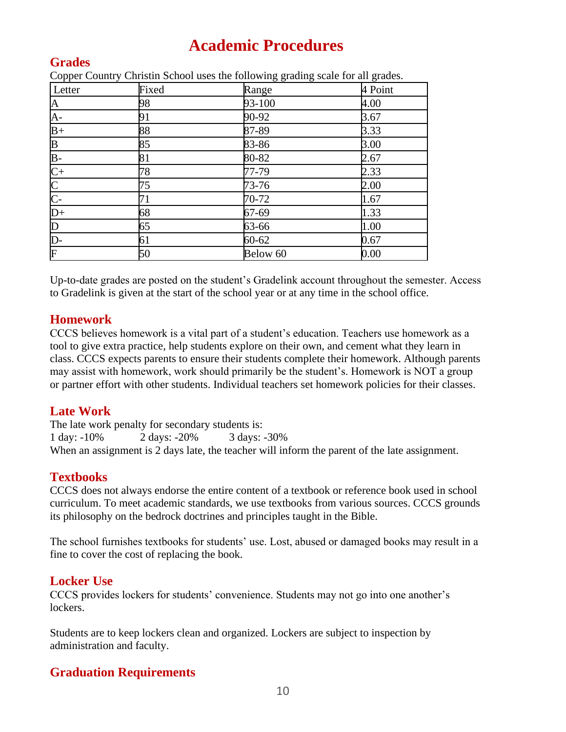# Academic Procedures

## Grades

Copper Country Christin School uses the following grading scale for all grades.

| Letter | Fixed | Range | 4 Point |
|---|---|---|---|
| A | 98 | 93-100 | 4.00 |
| A- | 91 | 90-92 | 3.67 |
| B+ | 88 | 87-89 | 3.33 |
| B | 85 | 83-86 | 3.00 |
| B- | 81 | 80-82 | 2.67 |
| C+ | 78 | 77-79 | 2.33 |
| C | 75 | 73-76 | 2.00 |
| C- | 71 | 70-72 | 1.67 |
| D+ | 68 | 67-69 | 1.33 |
| D | 65 | 63-66 | 1.00 |
| D- | 61 | 60-62 | 0.67 |
| F | 50 | Below 60 | 0.00 |

Up-to-date grades are posted on the student's Gradelink account throughout the semester. Access to Gradelink is given at the start of the school year or at any time in the school office.

## Homework

CCCS believes homework is a vital part of a student's education. Teachers use homework as a tool to give extra practice, help students explore on their own, and cement what they learn in class. CCCS expects parents to ensure their students complete their homework. Although parents may assist with homework, work should primarily be the student's. Homework is NOT a group or partner effort with other students. Individual teachers set homework policies for their classes.

## Late Work

The late work penalty for secondary students is:
1 day: -10% 2 days: -20% 3 days: -30%
When an assignment is 2 days late, the teacher will inform the parent of the late assignment.

## Textbooks

CCCS does not always endorse the entire content of a textbook or reference book used in school curriculum. To meet academic standards, we use textbooks from various sources. CCCS grounds its philosophy on the bedrock doctrines and principles taught in the Bible.

The school furnishes textbooks for students' use. Lost, abused or damaged books may result in a fine to cover the cost of replacing the book.

## Locker Use

CCCS provides lockers for students' convenience. Students may not go into one another's lockers.

Students are to keep lockers clean and organized. Lockers are subject to inspection by administration and faculty.

## Graduation Requirements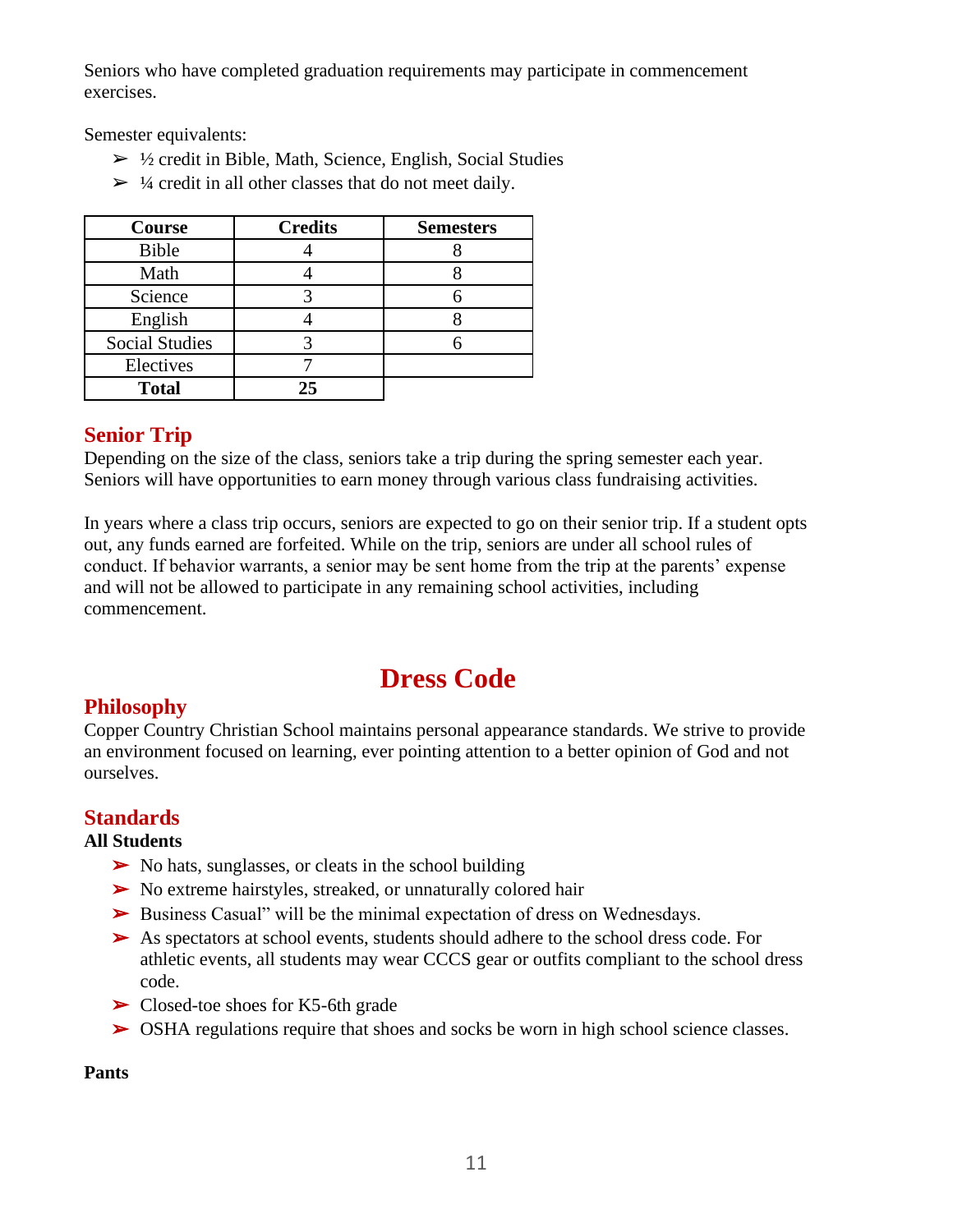Seniors who have completed graduation requirements may participate in commencement exercises.

Semester equivalents:

- ½ credit in Bible, Math, Science, English, Social Studies
- ¼ credit in all other classes that do not meet daily.

| Course | Credits | Semesters |
|---|---|---|
| Bible | 4 | 8 |
| Math | 4 | 8 |
| Science | 3 | 6 |
| English | 4 | 8 |
| Social Studies | 3 | 6 |
| Electives | 7 | |
| **Total** | **25** | |

## Senior Trip

Depending on the size of the class, seniors take a trip during the spring semester each year. Seniors will have opportunities to earn money through various class fundraising activities.

In years where a class trip occurs, seniors are expected to go on their senior trip. If a student opts out, any funds earned are forfeited. While on the trip, seniors are under all school rules of conduct. If behavior warrants, a senior may be sent home from the trip at the parents' expense and will not be allowed to participate in any remaining school activities, including commencement.

# Dress Code

## Philosophy

Copper Country Christian School maintains personal appearance standards. We strive to provide an environment focused on learning, ever pointing attention to a better opinion of God and not ourselves.

## Standards

**All Students**

- No hats, sunglasses, or cleats in the school building
- No extreme hairstyles, streaked, or unnaturally colored hair
- Business Casual" will be the minimal expectation of dress on Wednesdays.
- As spectators at school events, students should adhere to the school dress code. For athletic events, all students may wear CCCS gear or outfits compliant to the school dress code.
- Closed-toe shoes for K5-6th grade
- OSHA regulations require that shoes and socks be worn in high school science classes.

**Pants**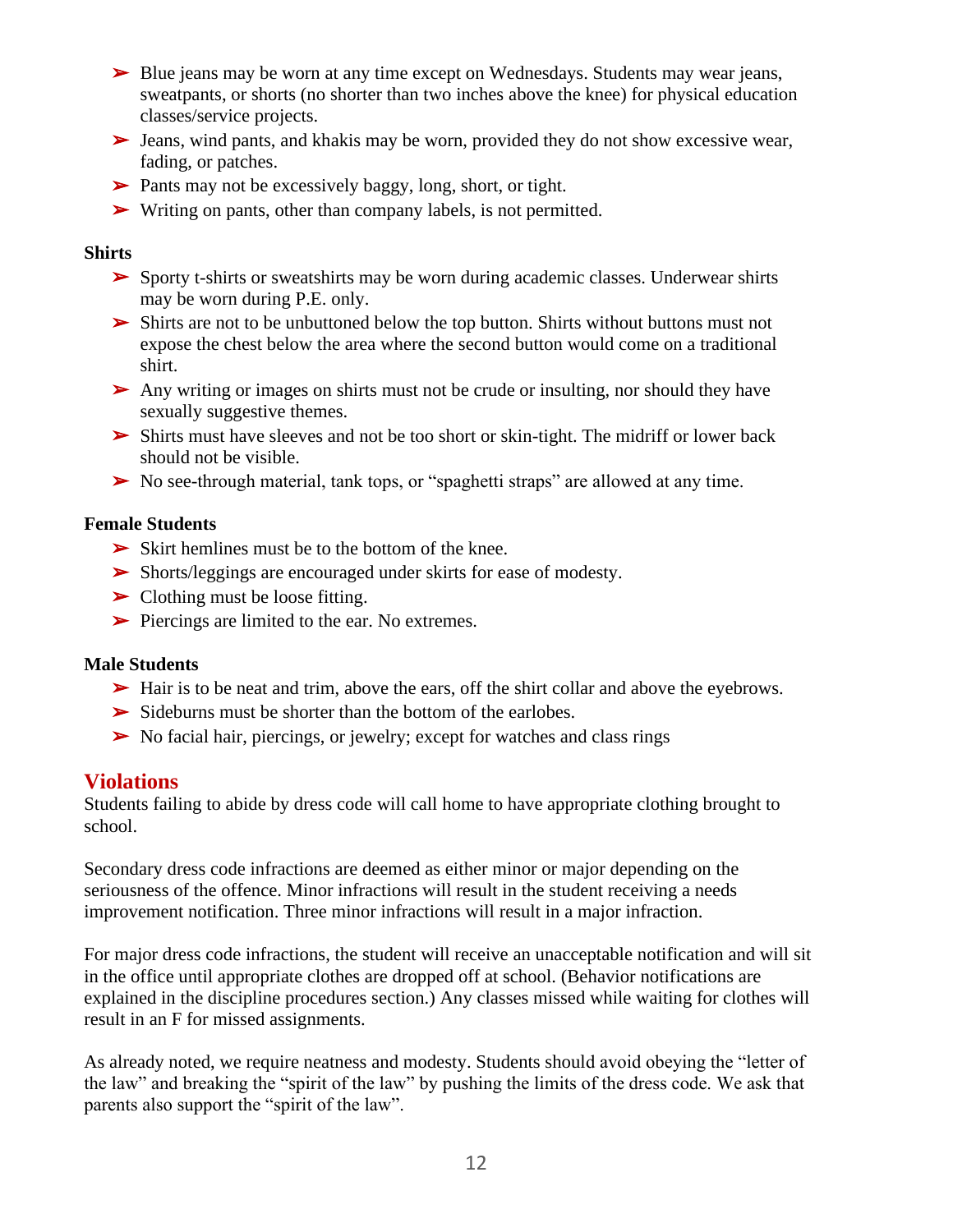- Blue jeans may be worn at any time except on Wednesdays. Students may wear jeans, sweatpants, or shorts (no shorter than two inches above the knee) for physical education classes/service projects.
- Jeans, wind pants, and khakis may be worn, provided they do not show excessive wear, fading, or patches.
- Pants may not be excessively baggy, long, short, or tight.
- Writing on pants, other than company labels, is not permitted.

**Shirts**

- Sporty t-shirts or sweatshirts may be worn during academic classes. Underwear shirts may be worn during P.E. only.
- Shirts are not to be unbuttoned below the top button. Shirts without buttons must not expose the chest below the area where the second button would come on a traditional shirt.
- Any writing or images on shirts must not be crude or insulting, nor should they have sexually suggestive themes.
- Shirts must have sleeves and not be too short or skin-tight. The midriff or lower back should not be visible.
- No see-through material, tank tops, or "spaghetti straps" are allowed at any time.

**Female Students**

- Skirt hemlines must be to the bottom of the knee.
- Shorts/leggings are encouraged under skirts for ease of modesty.
- Clothing must be loose fitting.
- Piercings are limited to the ear. No extremes.

**Male Students**

- Hair is to be neat and trim, above the ears, off the shirt collar and above the eyebrows.
- Sideburns must be shorter than the bottom of the earlobes.
- No facial hair, piercings, or jewelry; except for watches and class rings

## Violations

Students failing to abide by dress code will call home to have appropriate clothing brought to school.

Secondary dress code infractions are deemed as either minor or major depending on the seriousness of the offence. Minor infractions will result in the student receiving a needs improvement notification. Three minor infractions will result in a major infraction.

For major dress code infractions, the student will receive an unacceptable notification and will sit in the office until appropriate clothes are dropped off at school. (Behavior notifications are explained in the discipline procedures section.) Any classes missed while waiting for clothes will result in an F for missed assignments.

As already noted, we require neatness and modesty. Students should avoid obeying the "letter of the law" and breaking the "spirit of the law" by pushing the limits of the dress code. We ask that parents also support the "spirit of the law".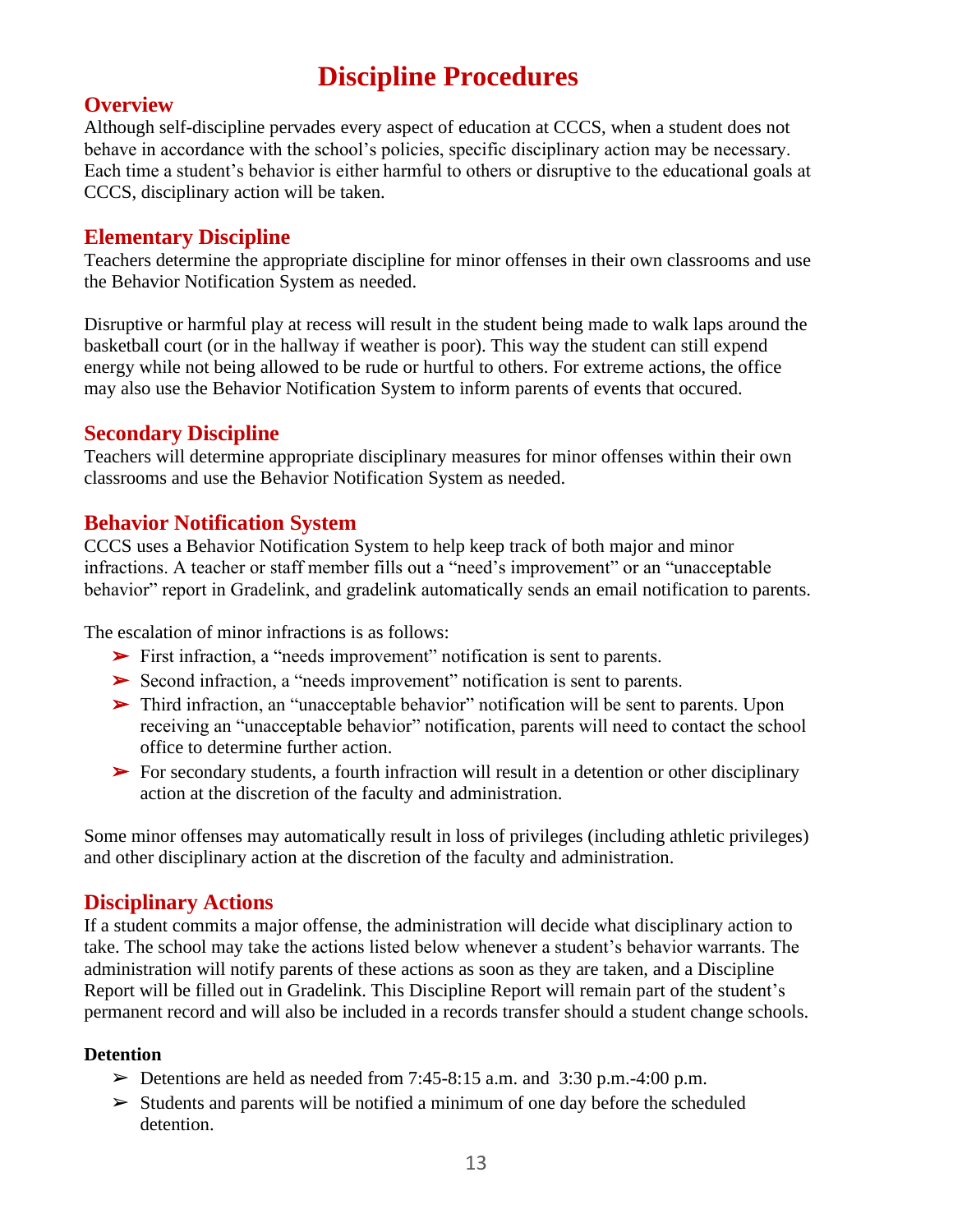# Discipline Procedures

## Overview

Although self-discipline pervades every aspect of education at CCCS, when a student does not behave in accordance with the school's policies, specific disciplinary action may be necessary. Each time a student's behavior is either harmful to others or disruptive to the educational goals at CCCS, disciplinary action will be taken.

## Elementary Discipline

Teachers determine the appropriate discipline for minor offenses in their own classrooms and use the Behavior Notification System as needed.

Disruptive or harmful play at recess will result in the student being made to walk laps around the basketball court (or in the hallway if weather is poor). This way the student can still expend energy while not being allowed to be rude or hurtful to others. For extreme actions, the office may also use the Behavior Notification System to inform parents of events that occured.

## Secondary Discipline

Teachers will determine appropriate disciplinary measures for minor offenses within their own classrooms and use the Behavior Notification System as needed.

## Behavior Notification System

CCCS uses a Behavior Notification System to help keep track of both major and minor infractions. A teacher or staff member fills out a "need's improvement" or an "unacceptable behavior" report in Gradelink, and gradelink automatically sends an email notification to parents.

The escalation of minor infractions is as follows:

- First infraction, a "needs improvement" notification is sent to parents.
- Second infraction, a "needs improvement" notification is sent to parents.
- Third infraction, an "unacceptable behavior" notification will be sent to parents. Upon receiving an "unacceptable behavior" notification, parents will need to contact the school office to determine further action.
- For secondary students, a fourth infraction will result in a detention or other disciplinary action at the discretion of the faculty and administration.

Some minor offenses may automatically result in loss of privileges (including athletic privileges) and other disciplinary action at the discretion of the faculty and administration.

## Disciplinary Actions

If a student commits a major offense, the administration will decide what disciplinary action to take. The school may take the actions listed below whenever a student's behavior warrants. The administration will notify parents of these actions as soon as they are taken, and a Discipline Report will be filled out in Gradelink. This Discipline Report will remain part of the student's permanent record and will also be included in a records transfer should a student change schools.

**Detention**

- Detentions are held as needed from 7:45-8:15 a.m. and 3:30 p.m.-4:00 p.m.
- Students and parents will be notified a minimum of one day before the scheduled detention.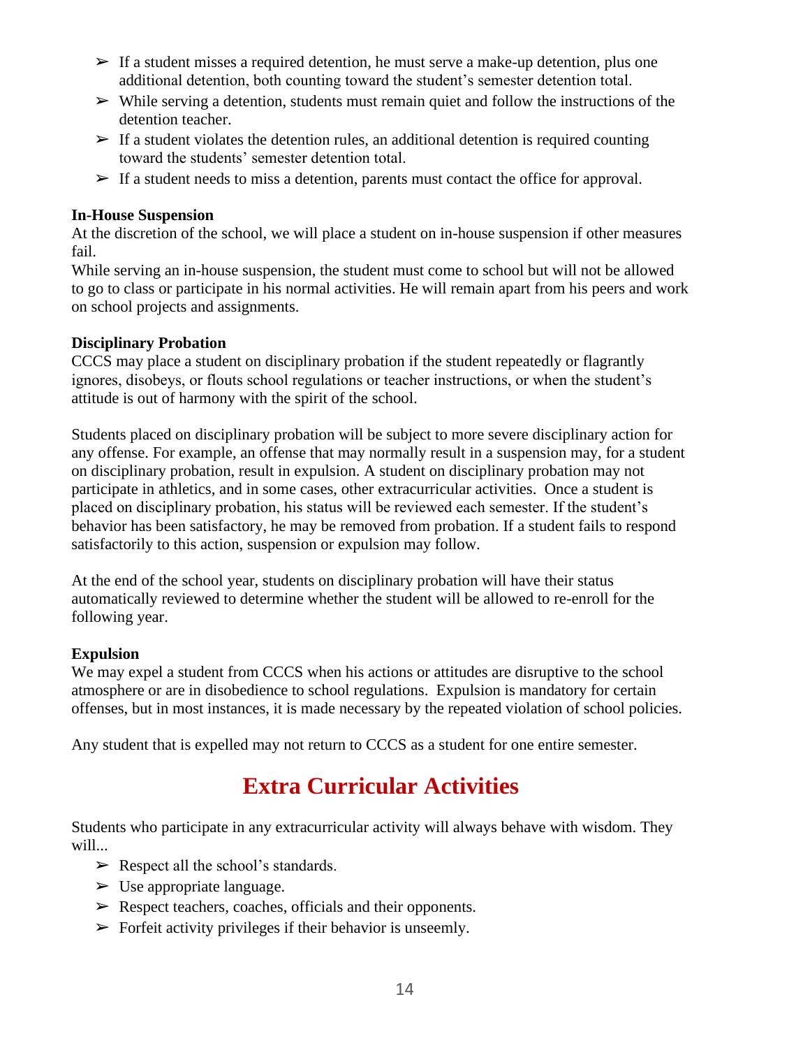- If a student misses a required detention, he must serve a make-up detention, plus one additional detention, both counting toward the student's semester detention total.
- While serving a detention, students must remain quiet and follow the instructions of the detention teacher.
- If a student violates the detention rules, an additional detention is required counting toward the students' semester detention total.
- If a student needs to miss a detention, parents must contact the office for approval.

**In-House Suspension**

At the discretion of the school, we will place a student on in-house suspension if other measures fail.

While serving an in-house suspension, the student must come to school but will not be allowed to go to class or participate in his normal activities. He will remain apart from his peers and work on school projects and assignments.

**Disciplinary Probation**

CCCS may place a student on disciplinary probation if the student repeatedly or flagrantly ignores, disobeys, or flouts school regulations or teacher instructions, or when the student's attitude is out of harmony with the spirit of the school.

Students placed on disciplinary probation will be subject to more severe disciplinary action for any offense. For example, an offense that may normally result in a suspension may, for a student on disciplinary probation, result in expulsion. A student on disciplinary probation may not participate in athletics, and in some cases, other extracurricular activities. Once a student is placed on disciplinary probation, his status will be reviewed each semester. If the student's behavior has been satisfactory, he may be removed from probation. If a student fails to respond satisfactorily to this action, suspension or expulsion may follow.

At the end of the school year, students on disciplinary probation will have their status automatically reviewed to determine whether the student will be allowed to re-enroll for the following year.

**Expulsion**

We may expel a student from CCCS when his actions or attitudes are disruptive to the school atmosphere or are in disobedience to school regulations. Expulsion is mandatory for certain offenses, but in most instances, it is made necessary by the repeated violation of school policies.

Any student that is expelled may not return to CCCS as a student for one entire semester.

# Extra Curricular Activities

Students who participate in any extracurricular activity will always behave with wisdom. They will...

- Respect all the school's standards.
- Use appropriate language.
- Respect teachers, coaches, officials and their opponents.
- Forfeit activity privileges if their behavior is unseemly.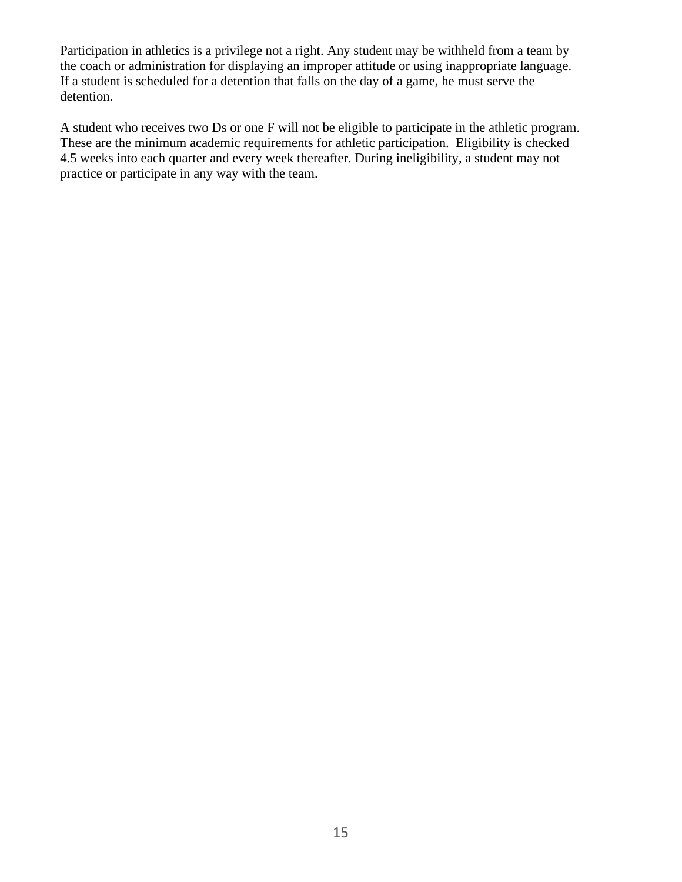Participation in athletics is a privilege not a right. Any student may be withheld from a team by the coach or administration for displaying an improper attitude or using inappropriate language. If a student is scheduled for a detention that falls on the day of a game, he must serve the detention.

A student who receives two Ds or one F will not be eligible to participate in the athletic program. These are the minimum academic requirements for athletic participation. Eligibility is checked 4.5 weeks into each quarter and every week thereafter. During ineligibility, a student may not practice or participate in any way with the team.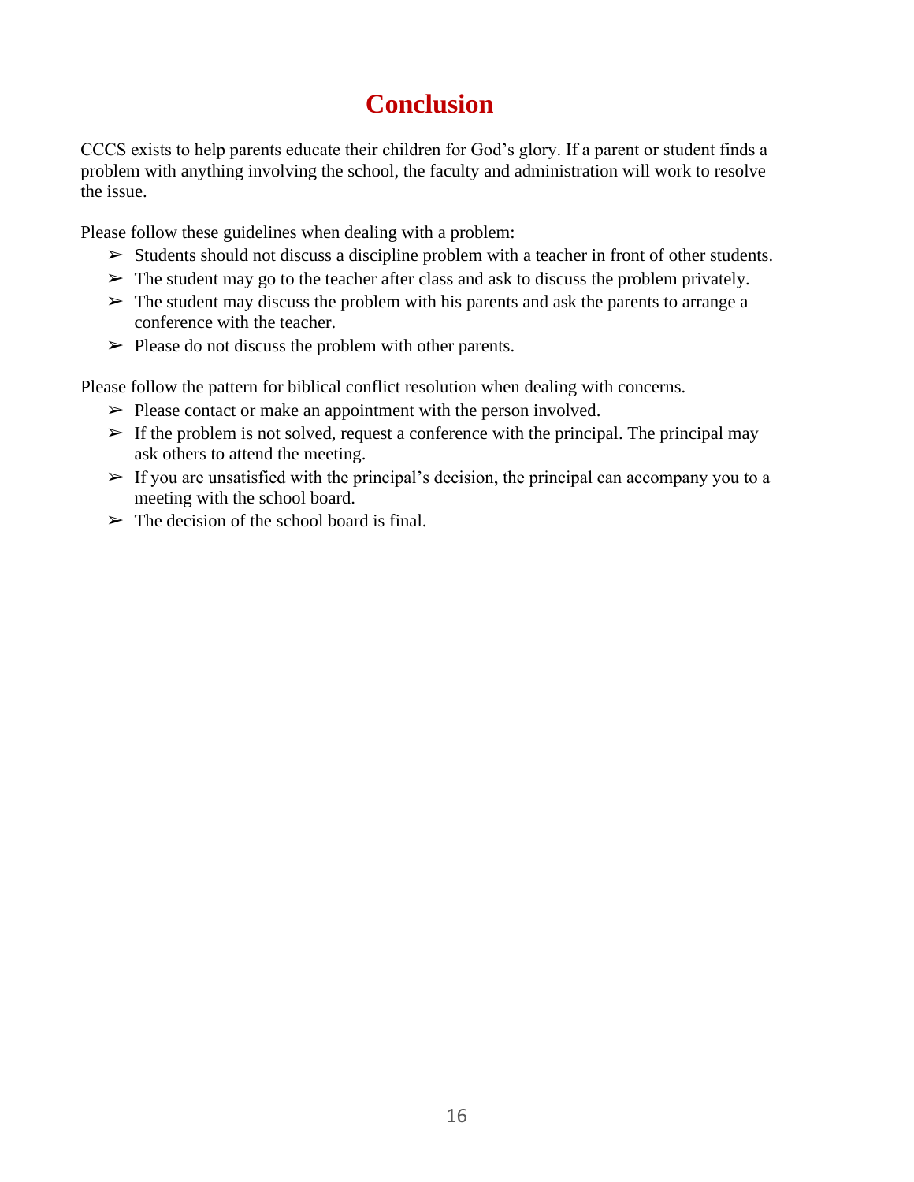# Conclusion

CCCS exists to help parents educate their children for God's glory. If a parent or student finds a problem with anything involving the school, the faculty and administration will work to resolve the issue.

Please follow these guidelines when dealing with a problem:

- Students should not discuss a discipline problem with a teacher in front of other students.
- The student may go to the teacher after class and ask to discuss the problem privately.
- The student may discuss the problem with his parents and ask the parents to arrange a conference with the teacher.
- Please do not discuss the problem with other parents.

Please follow the pattern for biblical conflict resolution when dealing with concerns.

- Please contact or make an appointment with the person involved.
- If the problem is not solved, request a conference with the principal. The principal may ask others to attend the meeting.
- If you are unsatisfied with the principal's decision, the principal can accompany you to a meeting with the school board.
- The decision of the school board is final.